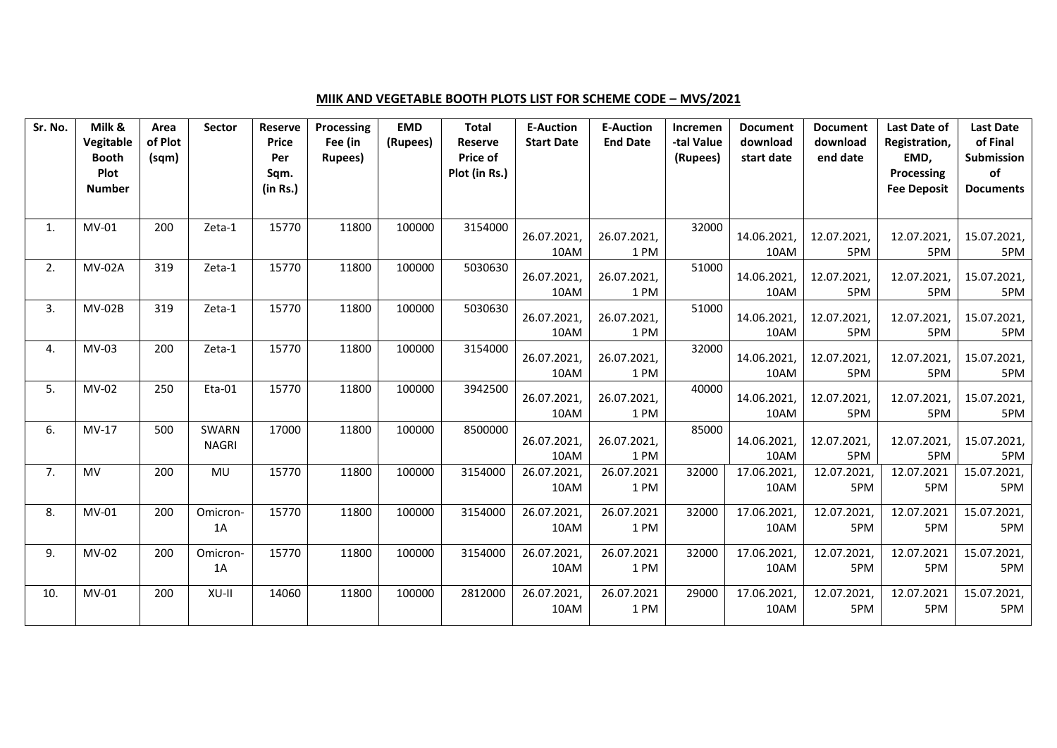**MIIK AND VEGETABLE BOOTH PLOTS LIST FOR SCHEME CODE – MVS/2021**

| Sr. No. | Milk & Vegitable Booth Plot Number | Area of Plot (sqm) | Sector | Reserve Price Per Sqm. (in Rs.) | Processing Fee (in Rupees) | EMD (Rupees) | Total Reserve Price of Plot (in Rs.) | E-Auction Start Date | E-Auction End Date | Incremen-tal Value (Rupees) | Document download start date | Document download end date | Last Date of Registration, EMD, Processing Fee Deposit | Last Date of Final Submission of Documents |
|---|---|---|---|---|---|---|---|---|---|---|---|---|---|---|
| 1. | MV-01 | 200 | Zeta-1 | 15770 | 11800 | 100000 | 3154000 | 26.07.2021, 10AM | 26.07.2021, 1 PM | 32000 | 14.06.2021, 10AM | 12.07.2021, 5PM | 12.07.2021, 5PM | 15.07.2021, 5PM |
| 2. | MV-02A | 319 | Zeta-1 | 15770 | 11800 | 100000 | 5030630 | 26.07.2021, 10AM | 26.07.2021, 1 PM | 51000 | 14.06.2021, 10AM | 12.07.2021, 5PM | 12.07.2021, 5PM | 15.07.2021, 5PM |
| 3. | MV-02B | 319 | Zeta-1 | 15770 | 11800 | 100000 | 5030630 | 26.07.2021, 10AM | 26.07.2021, 1 PM | 51000 | 14.06.2021, 10AM | 12.07.2021, 5PM | 12.07.2021, 5PM | 15.07.2021, 5PM |
| 4. | MV-03 | 200 | Zeta-1 | 15770 | 11800 | 100000 | 3154000 | 26.07.2021, 10AM | 26.07.2021, 1 PM | 32000 | 14.06.2021, 10AM | 12.07.2021, 5PM | 12.07.2021, 5PM | 15.07.2021, 5PM |
| 5. | MV-02 | 250 | Eta-01 | 15770 | 11800 | 100000 | 3942500 | 26.07.2021, 10AM | 26.07.2021, 1 PM | 40000 | 14.06.2021, 10AM | 12.07.2021, 5PM | 12.07.2021, 5PM | 15.07.2021, 5PM |
| 6. | MV-17 | 500 | SWARN NAGRI | 17000 | 11800 | 100000 | 8500000 | 26.07.2021, 10AM | 26.07.2021, 1 PM | 85000 | 14.06.2021, 10AM | 12.07.2021, 5PM | 12.07.2021, 5PM | 15.07.2021, 5PM |
| 7. | MV | 200 | MU | 15770 | 11800 | 100000 | 3154000 | 26.07.2021, 10AM | 26.07.2021 1 PM | 32000 | 17.06.2021, 10AM | 12.07.2021, 5PM | 12.07.2021 5PM | 15.07.2021, 5PM |
| 8. | MV-01 | 200 | Omicron-1A | 15770 | 11800 | 100000 | 3154000 | 26.07.2021, 10AM | 26.07.2021 1 PM | 32000 | 17.06.2021, 10AM | 12.07.2021, 5PM | 12.07.2021 5PM | 15.07.2021, 5PM |
| 9. | MV-02 | 200 | Omicron-1A | 15770 | 11800 | 100000 | 3154000 | 26.07.2021, 10AM | 26.07.2021 1 PM | 32000 | 17.06.2021, 10AM | 12.07.2021, 5PM | 12.07.2021 5PM | 15.07.2021, 5PM |
| 10. | MV-01 | 200 | XU-II | 14060 | 11800 | 100000 | 2812000 | 26.07.2021, 10AM | 26.07.2021 1 PM | 29000 | 17.06.2021, 10AM | 12.07.2021, 5PM | 12.07.2021 5PM | 15.07.2021, 5PM |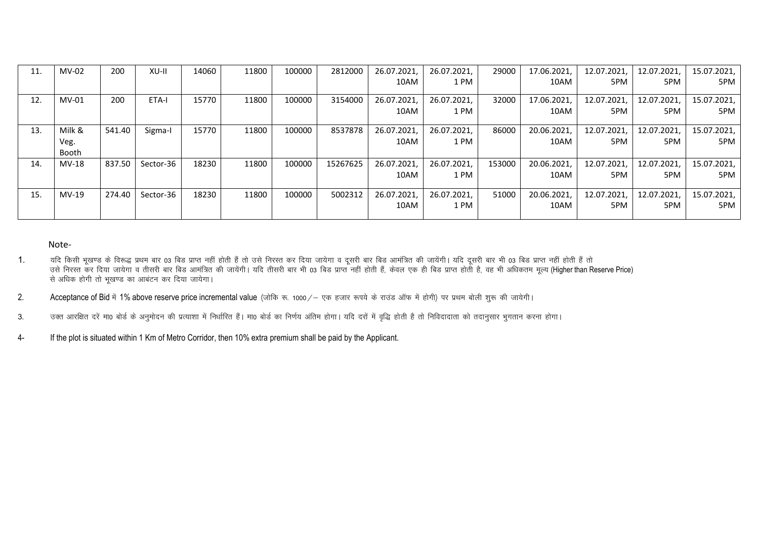| | | | | | | | | | | | | | | |
|---|---|---|---|---|---|---|---|---|---|---|---|---|---|---|
| 11. | MV-02 | 200 | XU-II | 14060 | 11800 | 100000 | 2812000 | 26.07.2021, 10AM | 26.07.2021, 1 PM | 29000 | 17.06.2021, 10AM | 12.07.2021, 5PM | 12.07.2021, 5PM | 15.07.2021, 5PM |
| 12. | MV-01 | 200 | ETA-I | 15770 | 11800 | 100000 | 3154000 | 26.07.2021, 10AM | 26.07.2021, 1 PM | 32000 | 17.06.2021, 10AM | 12.07.2021, 5PM | 12.07.2021, 5PM | 15.07.2021, 5PM |
| 13. | Milk & Veg. Booth | 541.40 | Sigma-I | 15770 | 11800 | 100000 | 8537878 | 26.07.2021, 10AM | 26.07.2021, 1 PM | 86000 | 20.06.2021, 10AM | 12.07.2021, 5PM | 12.07.2021, 5PM | 15.07.2021, 5PM |
| 14. | MV-18 | 837.50 | Sector-36 | 18230 | 11800 | 100000 | 15267625 | 26.07.2021, 10AM | 26.07.2021, 1 PM | 153000 | 20.06.2021, 10AM | 12.07.2021, 5PM | 12.07.2021, 5PM | 15.07.2021, 5PM |
| 15. | MV-19 | 274.40 | Sector-36 | 18230 | 11800 | 100000 | 5002312 | 26.07.2021, 10AM | 26.07.2021, 1 PM | 51000 | 20.06.2021, 10AM | 12.07.2021, 5PM | 12.07.2021, 5PM | 15.07.2021, 5PM |

Note-

1. यदि किसी भूखण्ड के विरूद्ध प्रथम बार 03 बिड प्राप्त नहीं होती हैं तो उसे निरस्त कर दिया जायेगा व दूसरी बार बिड आमंत्रित की जायेंगी। यदि दूसरी बार भी 03 बिड प्राप्त नहीं होती हैं तो उसे निरस्त कर दिया जायेगा व तीसरी बार बिड आमंत्रित की जायेंगी। यदि तीसरी बार भी 03 बिड प्राप्त नहीं होती हैं, केवल एक ही बिड प्राप्त होती है, वह भी अधिकतम मूल्य (Higher than Reserve Price) से अधिक होगी तो भूखण्ड का आबंटन कर दिया जायेगा।

2. Acceptance of Bid में 1% above reserve price incremental value (जोकि रू. 1000/– एक हजार रूपये के राउंड ऑफ में होगी) पर प्रथम बोली शुरू की जायेगी।

3. उक्त आरक्षित दरें मा0 बोर्ड के अनुमोदन की प्रत्याशा में निर्धारित हैं। मा0 बोर्ड का निर्णय अंतिम होगा। यदि दरों में वृद्धि होती है तो निविदादाता को तदानुसार भुगतान करना होगा।

4- If the plot is situated within 1 Km of Metro Corridor, then 10% extra premium shall be paid by the Applicant.